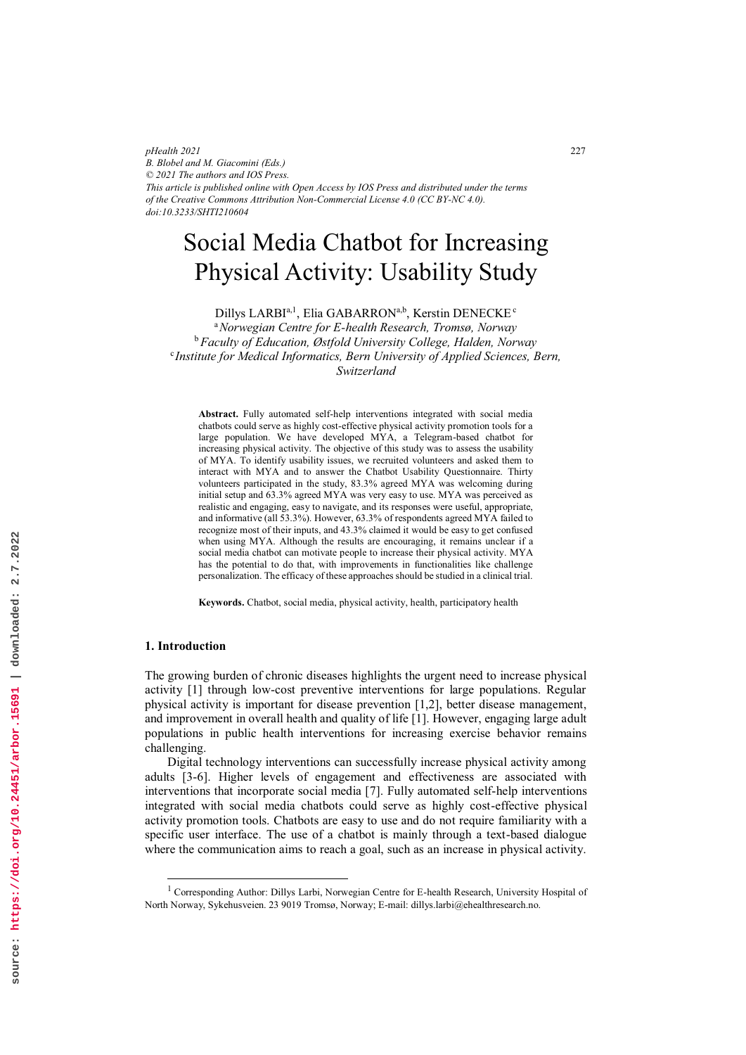# Social Media Chatbot for Increasing Physical Activity: Usability Study

Dillys LARBI[a,1], Elia GABARRON[a,b], Kerstin DENECKE[c]

[a] *Norwegian Centre for E-health Research, Tromsø, Norway*
[b] *Faculty of Education, Østfold University College, Halden, Norway*
[c] *Institute for Medical Informatics, Bern University of Applied Sciences, Bern, Switzerland*

**Abstract.** Fully automated self-help interventions integrated with social media chatbots could serve as highly cost-effective physical activity promotion tools for a large population. We have developed MYA, a Telegram-based chatbot for increasing physical activity. The objective of this study was to assess the usability of MYA. To identify usability issues, we recruited volunteers and asked them to interact with MYA and to answer the Chatbot Usability Questionnaire. Thirty volunteers participated in the study, 83.3% agreed MYA was welcoming during initial setup and 63.3% agreed MYA was very easy to use. MYA was perceived as realistic and engaging, easy to navigate, and its responses were useful, appropriate, and informative (all 53.3%). However, 63.3% of respondents agreed MYA failed to recognize most of their inputs, and 43.3% claimed it would be easy to get confused when using MYA. Although the results are encouraging, it remains unclear if a social media chatbot can motivate people to increase their physical activity. MYA has the potential to do that, with improvements in functionalities like challenge personalization. The efficacy of these approaches should be studied in a clinical trial.

**Keywords.** Chatbot, social media, physical activity, health, participatory health

## 1. Introduction

The growing burden of chronic diseases highlights the urgent need to increase physical activity [1] through low-cost preventive interventions for large populations. Regular physical activity is important for disease prevention [1,2], better disease management, and improvement in overall health and quality of life [1]. However, engaging large adult populations in public health interventions for increasing exercise behavior remains challenging.

Digital technology interventions can successfully increase physical activity among adults [3-6]. Higher levels of engagement and effectiveness are associated with interventions that incorporate social media [7]. Fully automated self-help interventions integrated with social media chatbots could serve as highly cost-effective physical activity promotion tools. Chatbots are easy to use and do not require familiarity with a specific user interface. The use of a chatbot is mainly through a text-based dialogue where the communication aims to reach a goal, such as an increase in physical activity.

[1] Corresponding Author: Dillys Larbi, Norwegian Centre for E-health Research, University Hospital of North Norway, Sykehusveien. 23 9019 Tromsø, Norway; E-mail: dillys.larbi@ehealthresearch.no.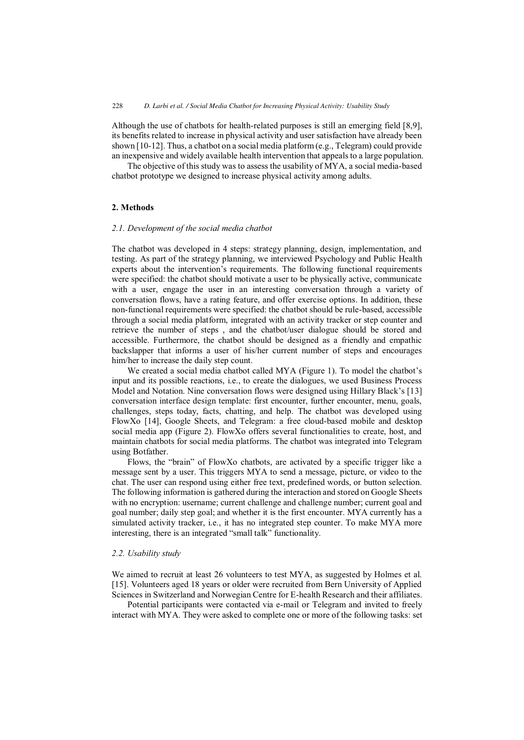Although the use of chatbots for health-related purposes is still an emerging field [8,9], its benefits related to increase in physical activity and user satisfaction have already been shown [10-12]. Thus, a chatbot on a social media platform (e.g., Telegram) could provide an inexpensive and widely available health intervention that appeals to a large population.

The objective of this study was to assess the usability of MYA, a social media-based chatbot prototype we designed to increase physical activity among adults.

## 2. Methods

### *2.1. Development of the social media chatbot*

The chatbot was developed in 4 steps: strategy planning, design, implementation, and testing. As part of the strategy planning, we interviewed Psychology and Public Health experts about the intervention's requirements. The following functional requirements were specified: the chatbot should motivate a user to be physically active, communicate with a user, engage the user in an interesting conversation through a variety of conversation flows, have a rating feature, and offer exercise options. In addition, these non-functional requirements were specified: the chatbot should be rule-based, accessible through a social media platform, integrated with an activity tracker or step counter and retrieve the number of steps , and the chatbot/user dialogue should be stored and accessible. Furthermore, the chatbot should be designed as a friendly and empathic backslapper that informs a user of his/her current number of steps and encourages him/her to increase the daily step count.

We created a social media chatbot called MYA (Figure 1). To model the chatbot's input and its possible reactions, i.e., to create the dialogues, we used Business Process Model and Notation. Nine conversation flows were designed using Hillary Black's [13] conversation interface design template: first encounter, further encounter, menu, goals, challenges, steps today, facts, chatting, and help. The chatbot was developed using FlowXo [14], Google Sheets, and Telegram: a free cloud-based mobile and desktop social media app (Figure 2). FlowXo offers several functionalities to create, host, and maintain chatbots for social media platforms. The chatbot was integrated into Telegram using Botfather.

Flows, the "brain" of FlowXo chatbots, are activated by a specific trigger like a message sent by a user. This triggers MYA to send a message, picture, or video to the chat. The user can respond using either free text, predefined words, or button selection. The following information is gathered during the interaction and stored on Google Sheets with no encryption: username; current challenge and challenge number; current goal and goal number; daily step goal; and whether it is the first encounter. MYA currently has a simulated activity tracker, i.e., it has no integrated step counter. To make MYA more interesting, there is an integrated "small talk" functionality.

### *2.2. Usability study*

We aimed to recruit at least 26 volunteers to test MYA, as suggested by Holmes et al. [15]. Volunteers aged 18 years or older were recruited from Bern University of Applied Sciences in Switzerland and Norwegian Centre for E-health Research and their affiliates.

Potential participants were contacted via e-mail or Telegram and invited to freely interact with MYA. They were asked to complete one or more of the following tasks: set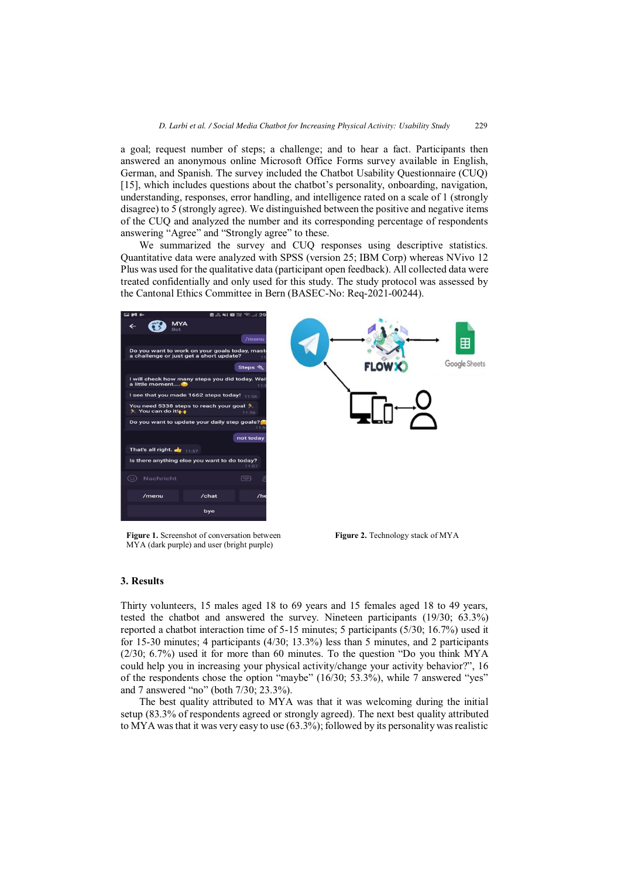a goal; request number of steps; a challenge; and to hear a fact. Participants then answered an anonymous online Microsoft Office Forms survey available in English, German, and Spanish. The survey included the Chatbot Usability Questionnaire (CUQ) [15], which includes questions about the chatbot's personality, onboarding, navigation, understanding, responses, error handling, and intelligence rated on a scale of 1 (strongly disagree) to 5 (strongly agree). We distinguished between the positive and negative items of the CUQ and analyzed the number and its corresponding percentage of respondents answering "Agree" and "Strongly agree" to these.

We summarized the survey and CUQ responses using descriptive statistics. Quantitative data were analyzed with SPSS (version 25; IBM Corp) whereas NVivo 12 Plus was used for the qualitative data (participant open feedback). All collected data were treated confidentially and only used for this study. The study protocol was assessed by the Cantonal Ethics Committee in Bern (BASEC-No: Req-2021-00244).

**Figure 1.** Screenshot of conversation between MYA (dark purple) and user (bright purple)

**Figure 2.** Technology stack of MYA

## 3. Results

Thirty volunteers, 15 males aged 18 to 69 years and 15 females aged 18 to 49 years, tested the chatbot and answered the survey. Nineteen participants (19/30; 63.3%) reported a chatbot interaction time of 5-15 minutes; 5 participants (5/30; 16.7%) used it for 15-30 minutes; 4 participants (4/30; 13.3%) less than 5 minutes, and 2 participants (2/30; 6.7%) used it for more than 60 minutes. To the question "Do you think MYA could help you in increasing your physical activity/change your activity behavior?", 16 of the respondents chose the option "maybe" (16/30; 53.3%), while 7 answered "yes" and 7 answered "no" (both 7/30; 23.3%).

The best quality attributed to MYA was that it was welcoming during the initial setup (83.3% of respondents agreed or strongly agreed). The next best quality attributed to MYA was that it was very easy to use (63.3%); followed by its personality was realistic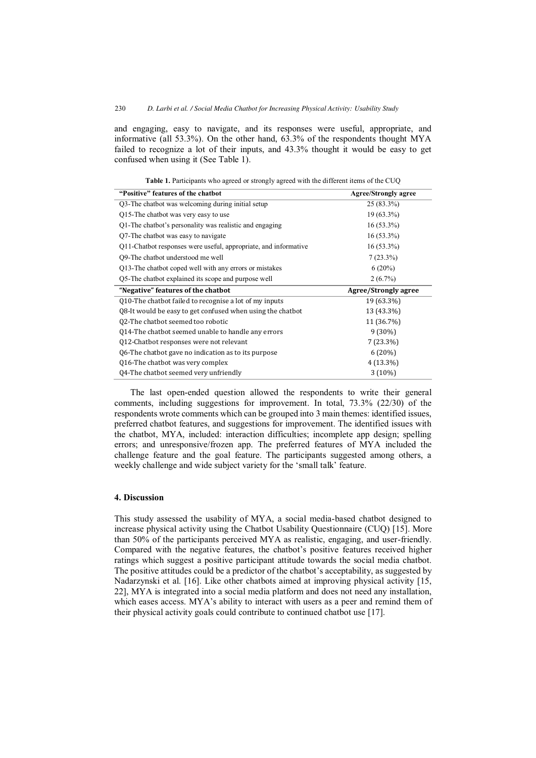and engaging, easy to navigate, and its responses were useful, appropriate, and informative (all 53.3%). On the other hand, 63.3% of the respondents thought MYA failed to recognize a lot of their inputs, and 43.3% thought it would be easy to get confused when using it (See Table 1).

**Table 1.** Participants who agreed or strongly agreed with the different items of the CUQ

| "Positive" features of the chatbot | Agree/Strongly agree |
|---|---|
| Q3-The chatbot was welcoming during initial setup | 25 (83.3%) |
| Q15-The chatbot was very easy to use | 19 (63.3%) |
| Q1-The chatbot's personality was realistic and engaging | 16 (53.3%) |
| Q7-The chatbot was easy to navigate | 16 (53.3%) |
| Q11-Chatbot responses were useful, appropriate, and informative | 16 (53.3%) |
| Q9-The chatbot understood me well | 7 (23.3%) |
| Q13-The chatbot coped well with any errors or mistakes | 6 (20%) |
| Q5-The chatbot explained its scope and purpose well | 2 (6.7%) |
| **"Negative" features of the chatbot** | **Agree/Strongly agree** |
| Q10-The chatbot failed to recognise a lot of my inputs | 19 (63.3%) |
| Q8-It would be easy to get confused when using the chatbot | 13 (43.3%) |
| Q2-The chatbot seemed too robotic | 11 (36.7%) |
| Q14-The chatbot seemed unable to handle any errors | 9 (30%) |
| Q12-Chatbot responses were not relevant | 7 (23.3%) |
| Q6-The chatbot gave no indication as to its purpose | 6 (20%) |
| Q16-The chatbot was very complex | 4 (13.3%) |
| Q4-The chatbot seemed very unfriendly | 3 (10%) |

The last open-ended question allowed the respondents to write their general comments, including suggestions for improvement. In total, 73.3% (22/30) of the respondents wrote comments which can be grouped into 3 main themes: identified issues, preferred chatbot features, and suggestions for improvement. The identified issues with the chatbot, MYA, included: interaction difficulties; incomplete app design; spelling errors; and unresponsive/frozen app. The preferred features of MYA included the challenge feature and the goal feature. The participants suggested among others, a weekly challenge and wide subject variety for the 'small talk' feature.

## 4. Discussion

This study assessed the usability of MYA, a social media-based chatbot designed to increase physical activity using the Chatbot Usability Questionnaire (CUQ) [15]. More than 50% of the participants perceived MYA as realistic, engaging, and user-friendly. Compared with the negative features, the chatbot's positive features received higher ratings which suggest a positive participant attitude towards the social media chatbot. The positive attitudes could be a predictor of the chatbot's acceptability, as suggested by Nadarzynski et al. [16]. Like other chatbots aimed at improving physical activity [15, 22], MYA is integrated into a social media platform and does not need any installation, which eases access. MYA's ability to interact with users as a peer and remind them of their physical activity goals could contribute to continued chatbot use [17].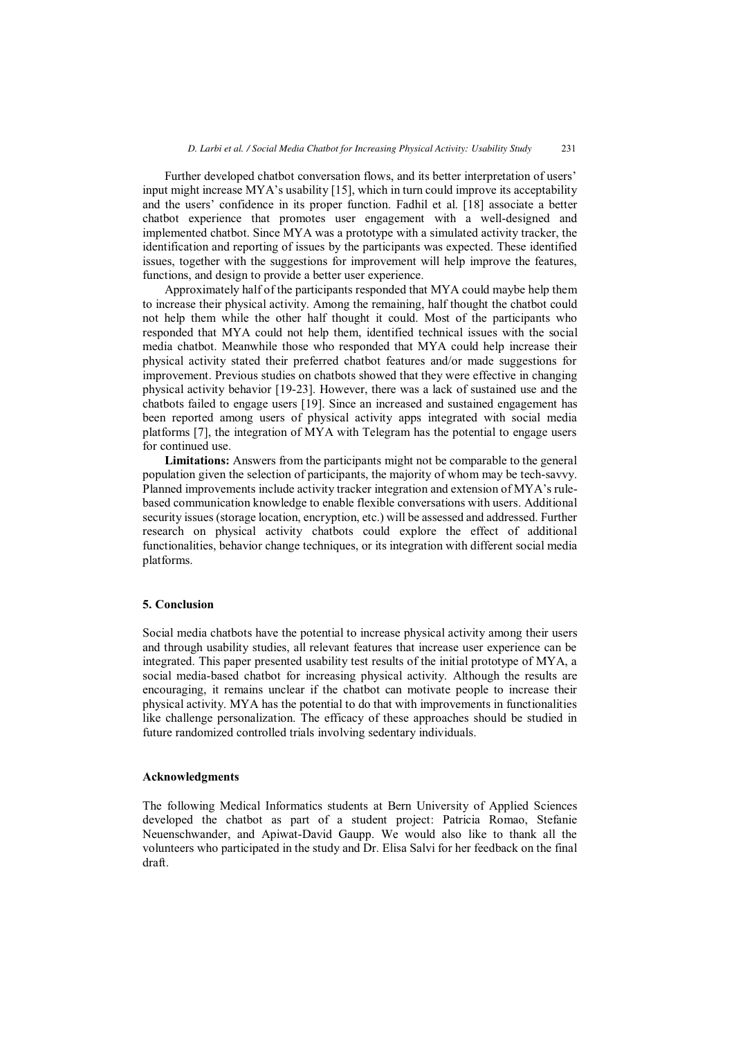Further developed chatbot conversation flows, and its better interpretation of users' input might increase MYA's usability [15], which in turn could improve its acceptability and the users' confidence in its proper function. Fadhil et al. [18] associate a better chatbot experience that promotes user engagement with a well-designed and implemented chatbot. Since MYA was a prototype with a simulated activity tracker, the identification and reporting of issues by the participants was expected. These identified issues, together with the suggestions for improvement will help improve the features, functions, and design to provide a better user experience.

Approximately half of the participants responded that MYA could maybe help them to increase their physical activity. Among the remaining, half thought the chatbot could not help them while the other half thought it could. Most of the participants who responded that MYA could not help them, identified technical issues with the social media chatbot. Meanwhile those who responded that MYA could help increase their physical activity stated their preferred chatbot features and/or made suggestions for improvement. Previous studies on chatbots showed that they were effective in changing physical activity behavior [19-23]. However, there was a lack of sustained use and the chatbots failed to engage users [19]. Since an increased and sustained engagement has been reported among users of physical activity apps integrated with social media platforms [7], the integration of MYA with Telegram has the potential to engage users for continued use.

**Limitations:** Answers from the participants might not be comparable to the general population given the selection of participants, the majority of whom may be tech-savvy. Planned improvements include activity tracker integration and extension of MYA's rule-based communication knowledge to enable flexible conversations with users. Additional security issues (storage location, encryption, etc.) will be assessed and addressed. Further research on physical activity chatbots could explore the effect of additional functionalities, behavior change techniques, or its integration with different social media platforms.

## 5. Conclusion

Social media chatbots have the potential to increase physical activity among their users and through usability studies, all relevant features that increase user experience can be integrated. This paper presented usability test results of the initial prototype of MYA, a social media-based chatbot for increasing physical activity. Although the results are encouraging, it remains unclear if the chatbot can motivate people to increase their physical activity. MYA has the potential to do that with improvements in functionalities like challenge personalization. The efficacy of these approaches should be studied in future randomized controlled trials involving sedentary individuals.

## Acknowledgments

The following Medical Informatics students at Bern University of Applied Sciences developed the chatbot as part of a student project: Patricia Romao, Stefanie Neuenschwander, and Apiwat-David Gaupp. We would also like to thank all the volunteers who participated in the study and Dr. Elisa Salvi for her feedback on the final draft.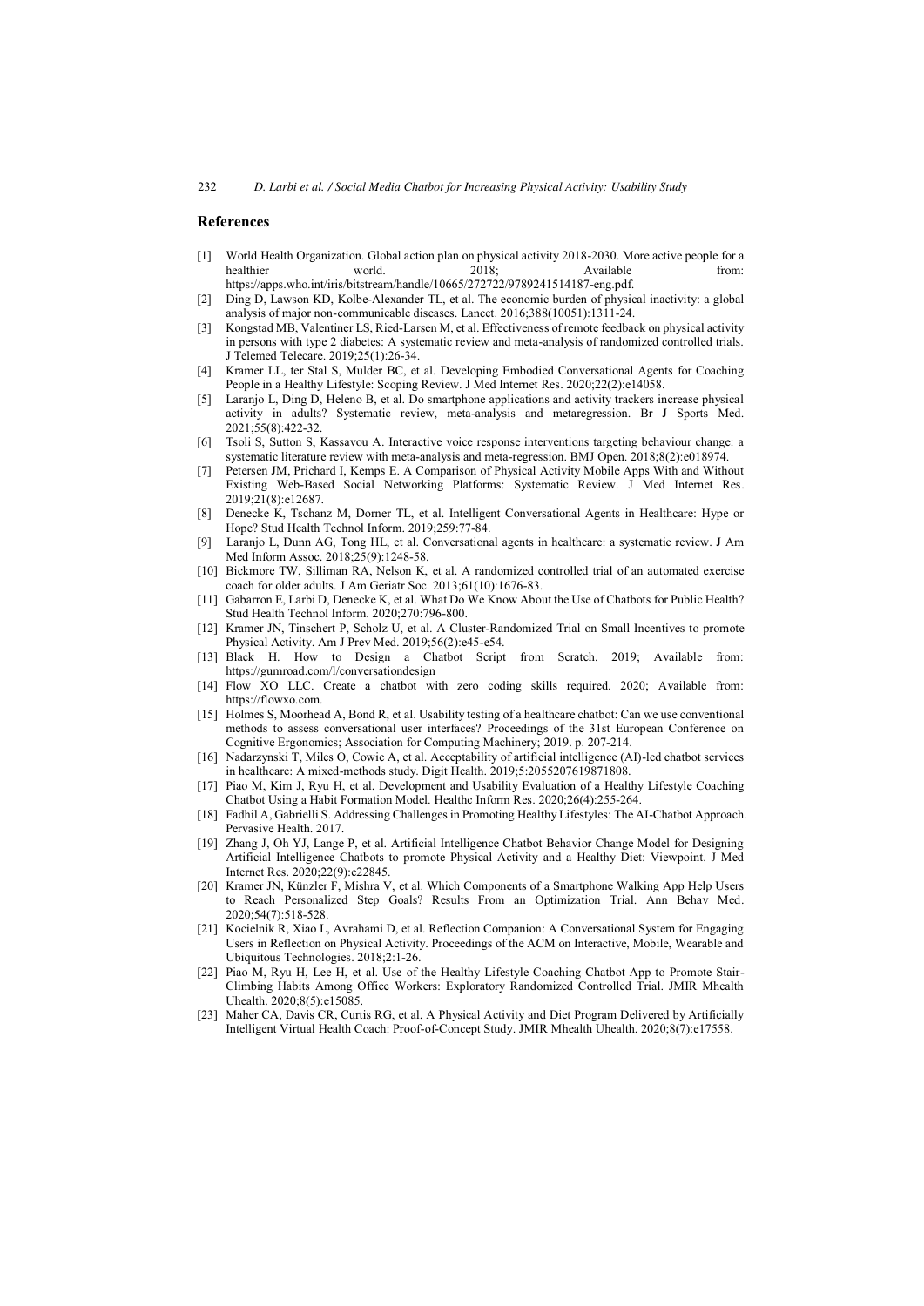## References

[1] World Health Organization. Global action plan on physical activity 2018-2030. More active people for a healthier world. 2018; Available from: https://apps.who.int/iris/bitstream/handle/10665/272722/9789241514187-eng.pdf.

[2] Ding D, Lawson KD, Kolbe-Alexander TL, et al. The economic burden of physical inactivity: a global analysis of major non-communicable diseases. Lancet. 2016;388(10051):1311-24.

[3] Kongstad MB, Valentiner LS, Ried-Larsen M, et al. Effectiveness of remote feedback on physical activity in persons with type 2 diabetes: A systematic review and meta-analysis of randomized controlled trials. J Telemed Telecare. 2019;25(1):26-34.

[4] Kramer LL, ter Stal S, Mulder BC, et al. Developing Embodied Conversational Agents for Coaching People in a Healthy Lifestyle: Scoping Review. J Med Internet Res. 2020;22(2):e14058.

[5] Laranjo L, Ding D, Heleno B, et al. Do smartphone applications and activity trackers increase physical activity in adults? Systematic review, meta-analysis and metaregression. Br J Sports Med. 2021;55(8):422-32.

[6] Tsoli S, Sutton S, Kassavou A. Interactive voice response interventions targeting behaviour change: a systematic literature review with meta-analysis and meta-regression. BMJ Open. 2018;8(2):e018974.

[7] Petersen JM, Prichard I, Kemps E. A Comparison of Physical Activity Mobile Apps With and Without Existing Web-Based Social Networking Platforms: Systematic Review. J Med Internet Res. 2019;21(8):e12687.

[8] Denecke K, Tschanz M, Dorner TL, et al. Intelligent Conversational Agents in Healthcare: Hype or Hope? Stud Health Technol Inform. 2019;259:77-84.

[9] Laranjo L, Dunn AG, Tong HL, et al. Conversational agents in healthcare: a systematic review. J Am Med Inform Assoc. 2018;25(9):1248-58.

[10] Bickmore TW, Silliman RA, Nelson K, et al. A randomized controlled trial of an automated exercise coach for older adults. J Am Geriatr Soc. 2013;61(10):1676-83.

[11] Gabarron E, Larbi D, Denecke K, et al. What Do We Know About the Use of Chatbots for Public Health? Stud Health Technol Inform. 2020;270:796-800.

[12] Kramer JN, Tinschert P, Scholz U, et al. A Cluster-Randomized Trial on Small Incentives to promote Physical Activity. Am J Prev Med. 2019;56(2):e45-e54.

[13] Black H. How to Design a Chatbot Script from Scratch. 2019; Available from: https://gumroad.com/l/conversationdesign

[14] Flow XO LLC. Create a chatbot with zero coding skills required. 2020; Available from: https://flowxo.com.

[15] Holmes S, Moorhead A, Bond R, et al. Usability testing of a healthcare chatbot: Can we use conventional methods to assess conversational user interfaces? Proceedings of the 31st European Conference on Cognitive Ergonomics; Association for Computing Machinery; 2019. p. 207-214.

[16] Nadarzynski T, Miles O, Cowie A, et al. Acceptability of artificial intelligence (AI)-led chatbot services in healthcare: A mixed-methods study. Digit Health. 2019;5:2055207619871808.

[17] Piao M, Kim J, Ryu H, et al. Development and Usability Evaluation of a Healthy Lifestyle Coaching Chatbot Using a Habit Formation Model. Healthc Inform Res. 2020;26(4):255-264.

[18] Fadhil A, Gabrielli S. Addressing Challenges in Promoting Healthy Lifestyles: The AI-Chatbot Approach. Pervasive Health. 2017.

[19] Zhang J, Oh YJ, Lange P, et al. Artificial Intelligence Chatbot Behavior Change Model for Designing Artificial Intelligence Chatbots to promote Physical Activity and a Healthy Diet: Viewpoint. J Med Internet Res. 2020;22(9):e22845.

[20] Kramer JN, Künzler F, Mishra V, et al. Which Components of a Smartphone Walking App Help Users to Reach Personalized Step Goals? Results From an Optimization Trial. Ann Behav Med. 2020;54(7):518-528.

[21] Kocielnik R, Xiao L, Avrahami D, et al. Reflection Companion: A Conversational System for Engaging Users in Reflection on Physical Activity. Proceedings of the ACM on Interactive, Mobile, Wearable and Ubiquitous Technologies. 2018;2:1-26.

[22] Piao M, Ryu H, Lee H, et al. Use of the Healthy Lifestyle Coaching Chatbot App to Promote Stair-Climbing Habits Among Office Workers: Exploratory Randomized Controlled Trial. JMIR Mhealth Uhealth. 2020;8(5):e15085.

[23] Maher CA, Davis CR, Curtis RG, et al. A Physical Activity and Diet Program Delivered by Artificially Intelligent Virtual Health Coach: Proof-of-Concept Study. JMIR Mhealth Uhealth. 2020;8(7):e17558.